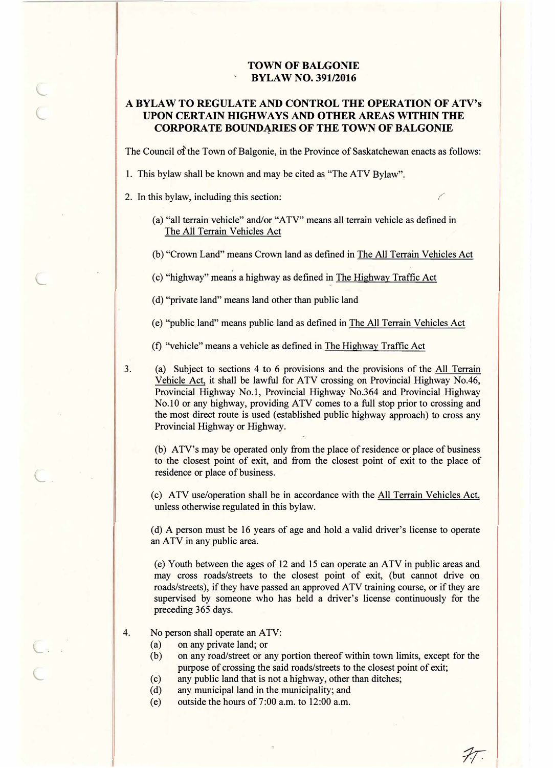# TOWN OF BALGONIE
# BYLAW NO. 391/2016

## A BYLAW TO REGULATE AND CONTROL THE OPERATION OF ATV's UPON CERTAIN HIGHWAYS AND OTHER AREAS WITHIN THE CORPORATE BOUNDARIES OF THE TOWN OF BALGONIE

The Council of the Town of Balgonie, in the Province of Saskatchewan enacts as follows:

1. This bylaw shall be known and may be cited as "The ATV Bylaw".

2. In this bylaw, including this section:

   (a) "all terrain vehicle" and/or "ATV" means all terrain vehicle as defined in The All Terrain Vehicles Act

   (b) "Crown Land" means Crown land as defined in The All Terrain Vehicles Act

   (c) "highway" means a highway as defined in The Highway Traffic Act

   (d) "private land" means land other than public land

   (e) "public land" means public land as defined in The All Terrain Vehicles Act

   (f) "vehicle" means a vehicle as defined in The Highway Traffic Act

3. (a) Subject to sections 4 to 6 provisions and the provisions of the All Terrain Vehicle Act, it shall be lawful for ATV crossing on Provincial Highway No.46, Provincial Highway No.1, Provincial Highway No.364 and Provincial Highway No.10 or any highway, providing ATV comes to a full stop prior to crossing and the most direct route is used (established public highway approach) to cross any Provincial Highway or Highway.

   (b) ATV's may be operated only from the place of residence or place of business to the closest point of exit, and from the closest point of exit to the place of residence or place of business.

   (c) ATV use/operation shall be in accordance with the All Terrain Vehicles Act, unless otherwise regulated in this bylaw.

   (d) A person must be 16 years of age and hold a valid driver's license to operate an ATV in any public area.

   (e) Youth between the ages of 12 and 15 can operate an ATV in public areas and may cross roads/streets to the closest point of exit, (but cannot drive on roads/streets), if they have passed an approved ATV training course, or if they are supervised by someone who has held a driver's license continuously for the preceding 365 days.

4. No person shall operate an ATV:

   (a) on any private land; or
   (b) on any road/street or any portion thereof within town limits, except for the purpose of crossing the said roads/streets to the closest point of exit;
   (c) any public land that is not a highway, other than ditches;
   (d) any municipal land in the municipality; and
   (e) outside the hours of 7:00 a.m. to 12:00 a.m.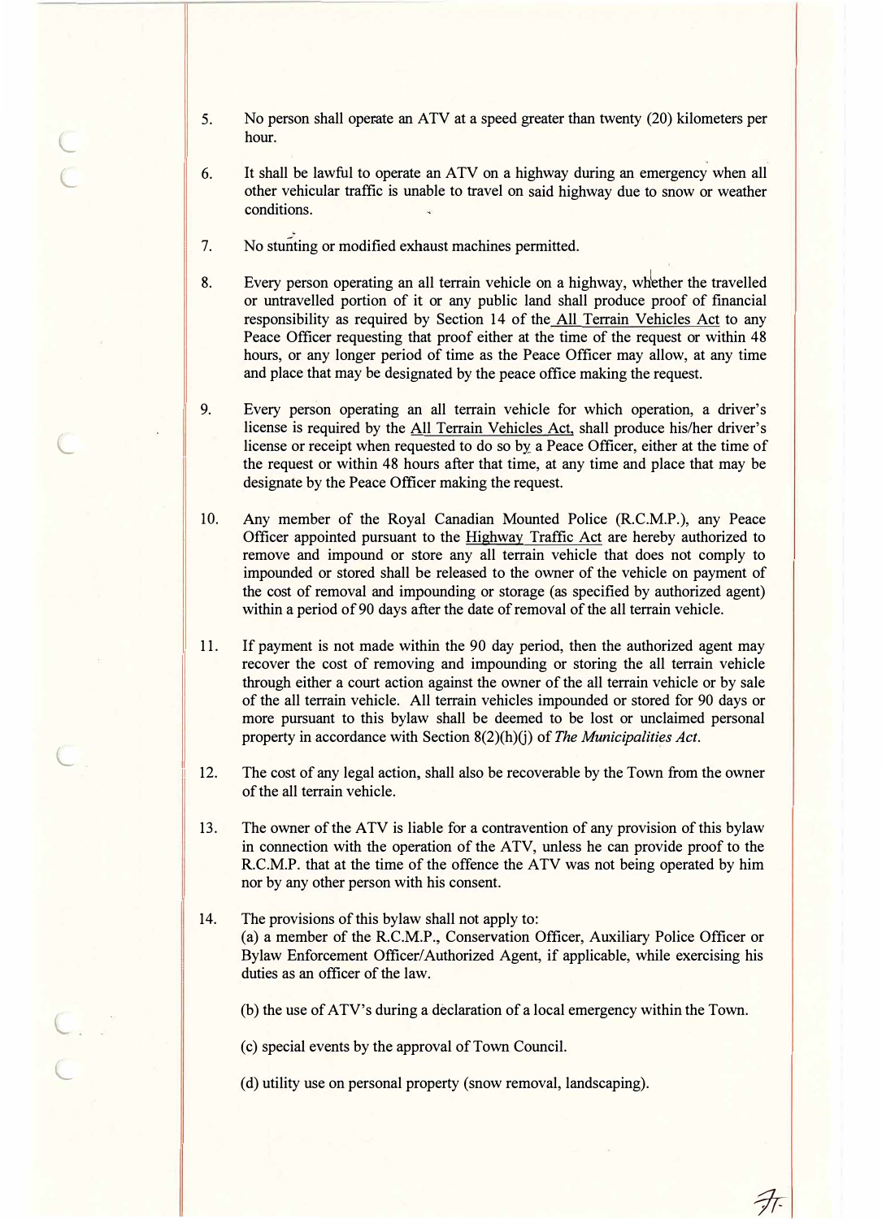5. No person shall operate an ATV at a speed greater than twenty (20) kilometers per hour.

6. It shall be lawful to operate an ATV on a highway during an emergency when all other vehicular traffic is unable to travel on said highway due to snow or weather conditions.

7. No stunting or modified exhaust machines permitted.

8. Every person operating an all terrain vehicle on a highway, whether the travelled or untravelled portion of it or any public land shall produce proof of financial responsibility as required by Section 14 of the All Terrain Vehicles Act to any Peace Officer requesting that proof either at the time of the request or within 48 hours, or any longer period of time as the Peace Officer may allow, at any time and place that may be designated by the peace office making the request.

9. Every person operating an all terrain vehicle for which operation, a driver's license is required by the All Terrain Vehicles Act, shall produce his/her driver's license or receipt when requested to do so by a Peace Officer, either at the time of the request or within 48 hours after that time, at any time and place that may be designate by the Peace Officer making the request.

10. Any member of the Royal Canadian Mounted Police (R.C.M.P.), any Peace Officer appointed pursuant to the Highway Traffic Act are hereby authorized to remove and impound or store any all terrain vehicle that does not comply to impounded or stored shall be released to the owner of the vehicle on payment of the cost of removal and impounding or storage (as specified by authorized agent) within a period of 90 days after the date of removal of the all terrain vehicle.

11. If payment is not made within the 90 day period, then the authorized agent may recover the cost of removing and impounding or storing the all terrain vehicle through either a court action against the owner of the all terrain vehicle or by sale of the all terrain vehicle. All terrain vehicles impounded or stored for 90 days or more pursuant to this bylaw shall be deemed to be lost or unclaimed personal property in accordance with Section 8(2)(h)(j) of *The Municipalities Act*.

12. The cost of any legal action, shall also be recoverable by the Town from the owner of the all terrain vehicle.

13. The owner of the ATV is liable for a contravention of any provision of this bylaw in connection with the operation of the ATV, unless he can provide proof to the R.C.M.P. that at the time of the offence the ATV was not being operated by him nor by any other person with his consent.

14. The provisions of this bylaw shall not apply to:
(a) a member of the R.C.M.P., Conservation Officer, Auxiliary Police Officer or Bylaw Enforcement Officer/Authorized Agent, if applicable, while exercising his duties as an officer of the law.

    (b) the use of ATV's during a declaration of a local emergency within the Town.

    (c) special events by the approval of Town Council.

    (d) utility use on personal property (snow removal, landscaping).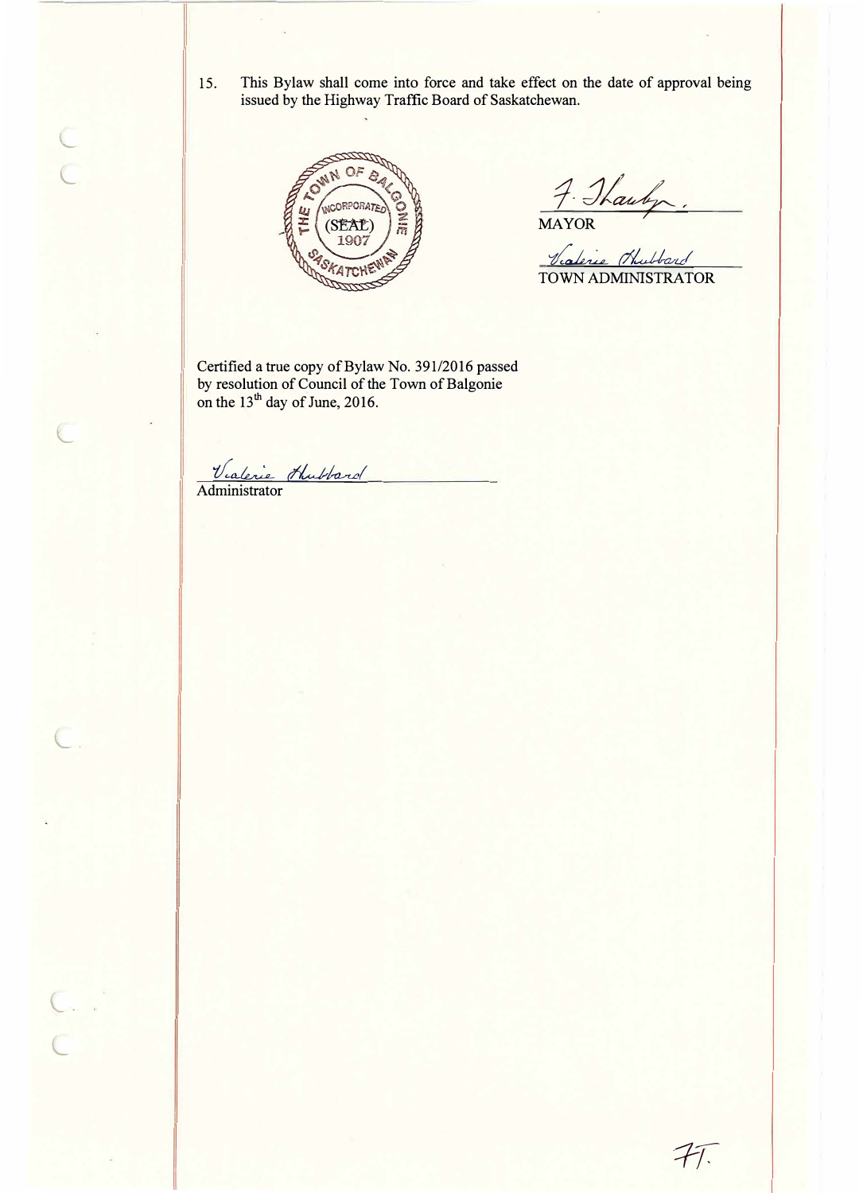15. This Bylaw shall come into force and take effect on the date of approval being issued by the Highway Traffic Board of Saskatchewan.

THE TOWN OF BALGONIE
INCORPORATED
(SEAL)
1907
SASKATCHEWAN

F. Thauberger.
MAYOR

Valerie Hubbard
TOWN ADMINISTRATOR

Certified a true copy of Bylaw No. 391/2016 passed by resolution of Council of the Town of Balgonie on the 13th day of June, 2016.

Valerie Hubbard
Administrator

71.